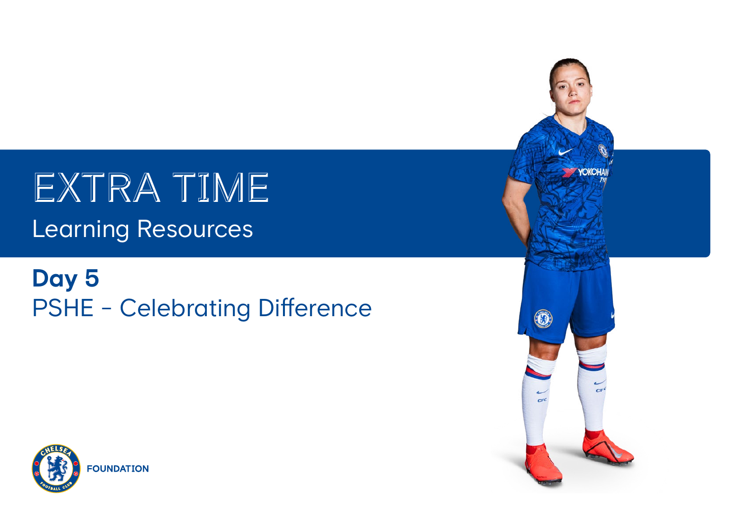# EXTRA TIME

## Learning Resources

**Day 5**

PSHE - Celebrating Difference

FOUNDATION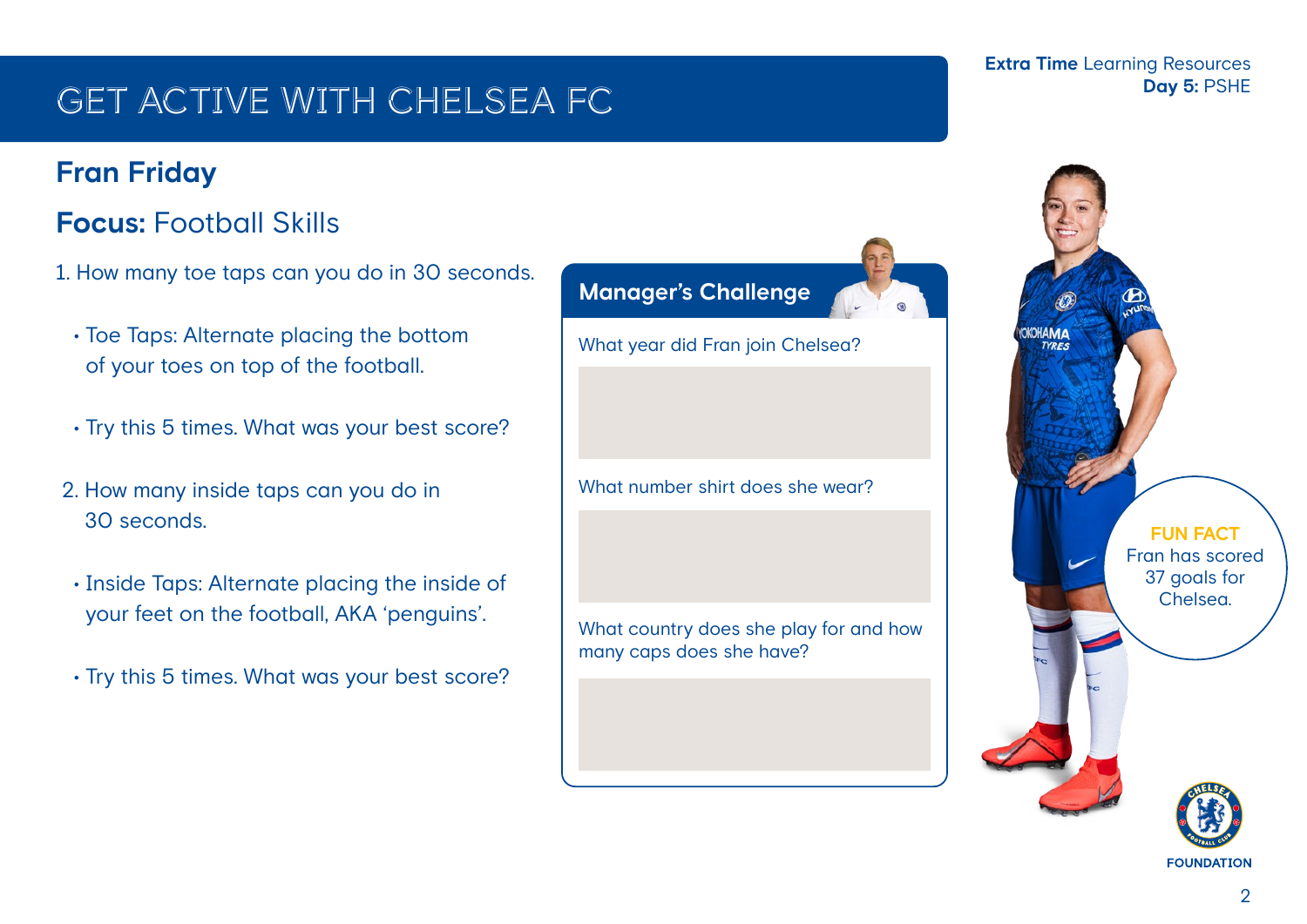# GET ACTIVE WITH CHELSEA FC

**Extra Time** Learning Resources
**Day 5:** PSHE

## Fran Friday

## **Focus:** Football Skills

1. How many toe taps can you do in 30 seconds.

    - Toe Taps: Alternate placing the bottom of your toes on top of the football.
    - Try this 5 times. What was your best score?

2. How many inside taps can you do in 30 seconds.

    - Inside Taps: Alternate placing the inside of your feet on the football, AKA 'penguins'.
    - Try this 5 times. What was your best score?

### Manager's Challenge

What year did Fran join Chelsea?

What number shirt does she wear?

What country does she play for and how many caps does she have?

**FUN FACT**
Fran has scored 37 goals for Chelsea.

FOUNDATION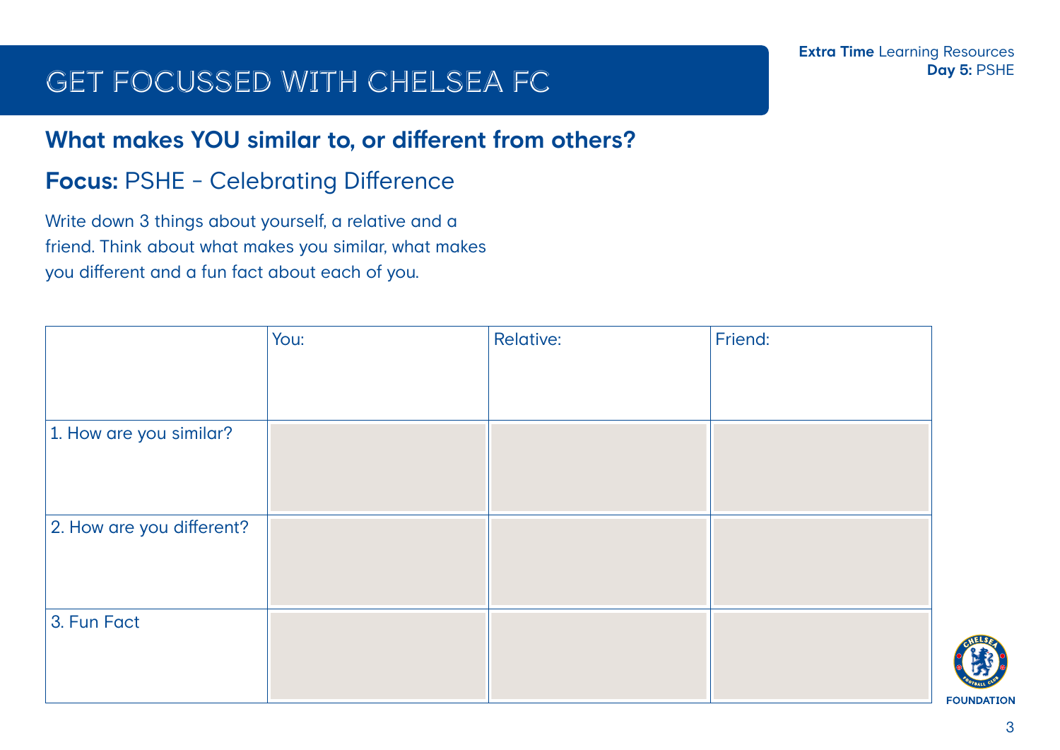# GET FOCUSSED WITH CHELSEA FC

**Extra Time** Learning Resources
**Day 5:** PSHE

## What makes YOU similar to, or different from others?

**Focus:** PSHE – Celebrating Difference

Write down 3 things about yourself, a relative and a friend. Think about what makes you similar, what makes you different and a fun fact about each of you.

| | You: | Relative: | Friend: |
|---|---|---|---|
| 1. How are you similar? | | | |
| 2. How are you different? | | | |
| 3. Fun Fact | | | |

FOUNDATION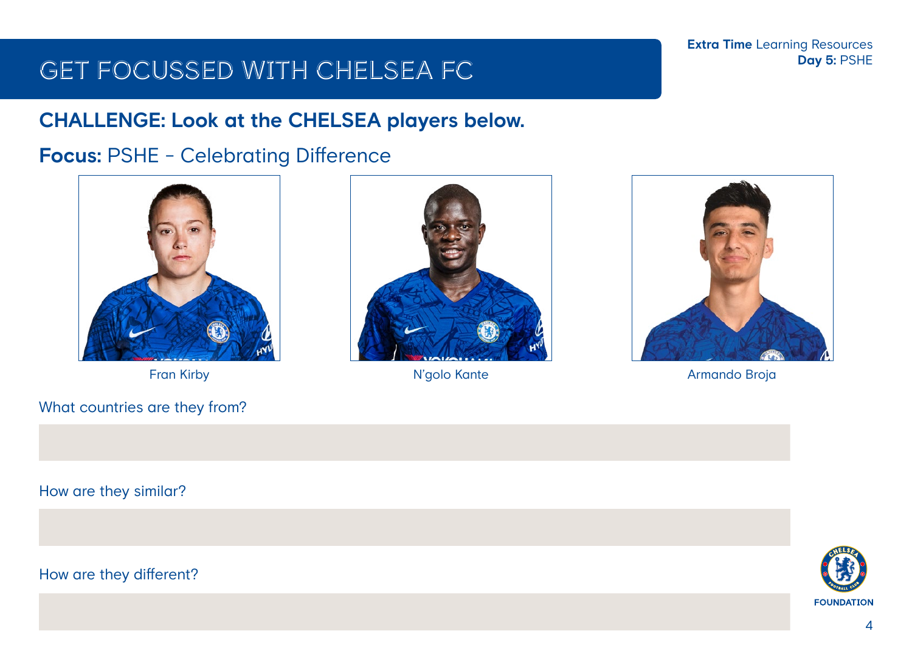# GET FOCUSSED WITH CHELSEA FC

**Extra Time** Learning Resources
**Day 5:** PSHE

## CHALLENGE: Look at the CHELSEA players below.

**Focus:** PSHE – Celebrating Difference

Fran Kirby

N'golo Kante

Armando Broja

What countries are they from?

How are they similar?

How are they different?

FOUNDATION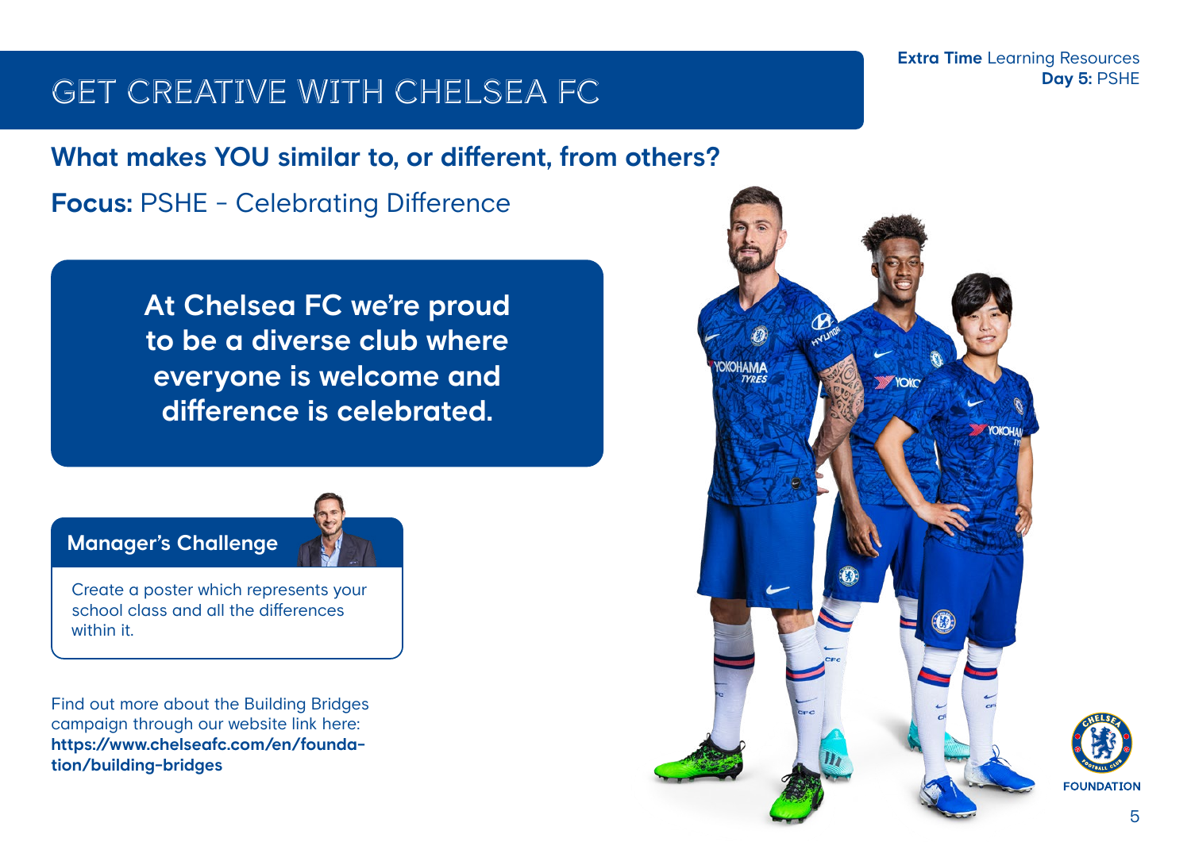Extra Time Learning Resources
Day 5: PSHE

# GET CREATIVE WITH CHELSEA FC

## What makes YOU similar to, or different, from others?

**Focus:** PSHE - Celebrating Difference

**At Chelsea FC we're proud to be a diverse club where everyone is welcome and difference is celebrated.**

### Manager's Challenge

Create a poster which represents your school class and all the differences within it.

Find out more about the Building Bridges campaign through our website link here: **https://www.chelseafc.com/en/foundation/building-bridges**

FOUNDATION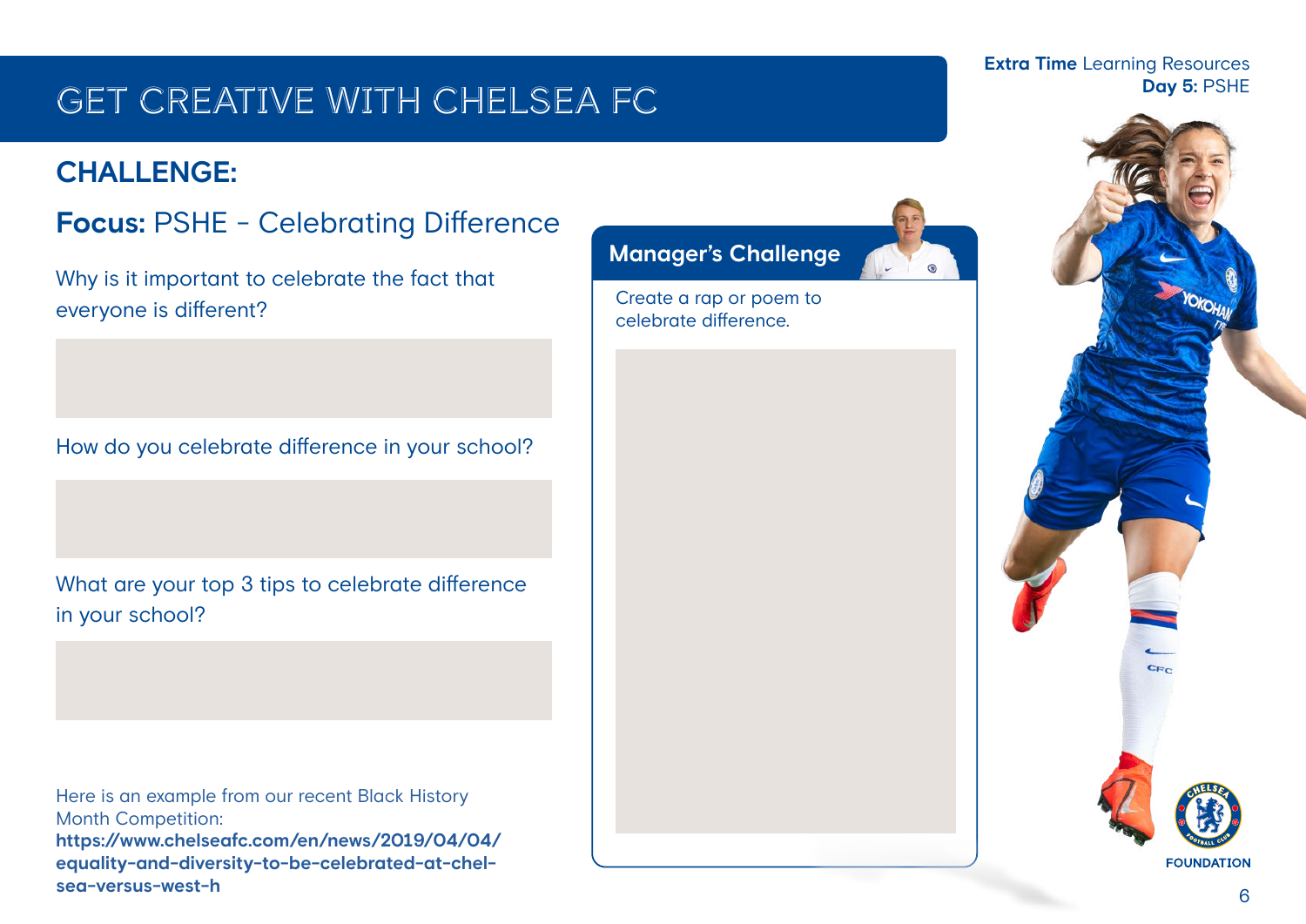# GET CREATIVE WITH CHELSEA FC

**Extra Time** Learning Resources
**Day 5:** PSHE

## CHALLENGE:

### **Focus:** PSHE – Celebrating Difference

Why is it important to celebrate the fact that everyone is different?

How do you celebrate difference in your school?

What are your top 3 tips to celebrate difference in your school?

Here is an example from our recent Black History Month Competition:
**https://www.chelseafc.com/en/news/2019/04/04/equality-and-diversity-to-be-celebrated-at-chelsea-versus-west-h**

### Manager's Challenge

Create a rap or poem to celebrate difference.

FOUNDATION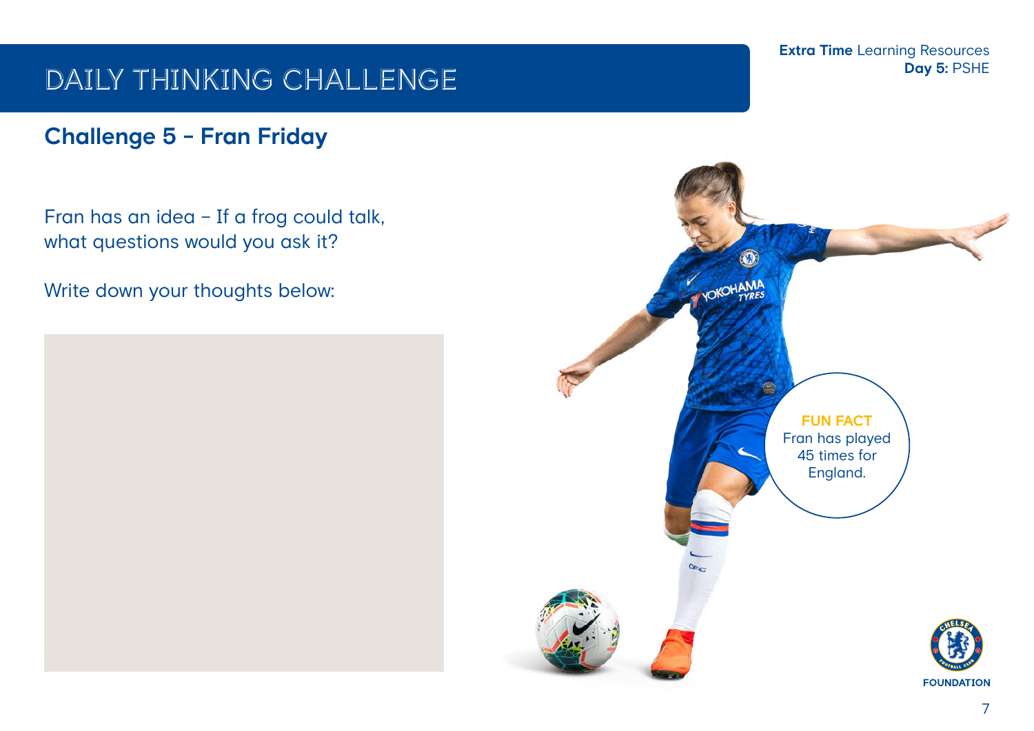Extra Time Learning Resources
Day 5: PSHE

# DAILY THINKING CHALLENGE

## Challenge 5 – Fran Friday

Fran has an idea – If a frog could talk, what questions would you ask it?

Write down your thoughts below:

**FUN FACT**
Fran has played 45 times for England.

FOUNDATION